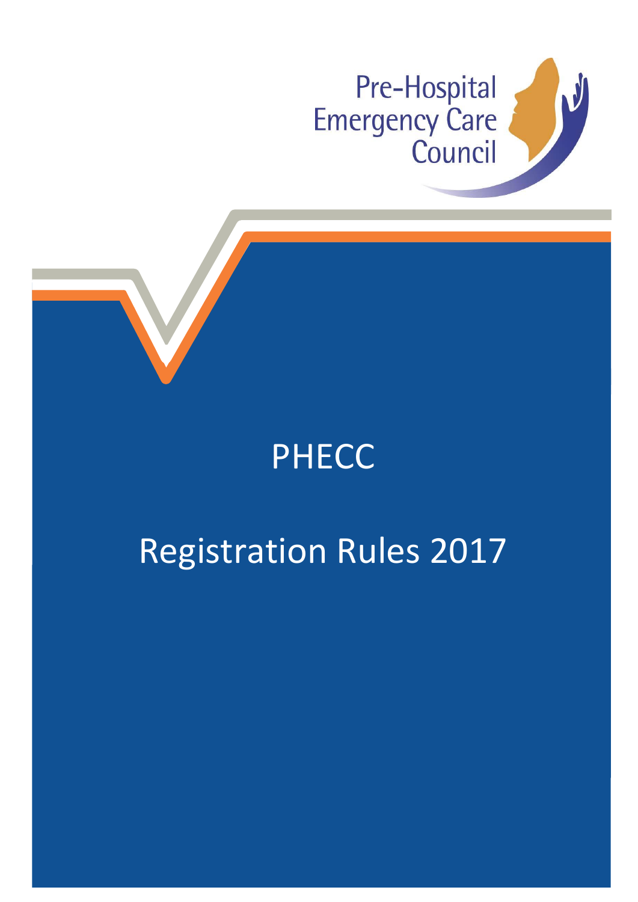Pre-Hospital Emergency Care Council

# PHECC

# Registration Rules 2017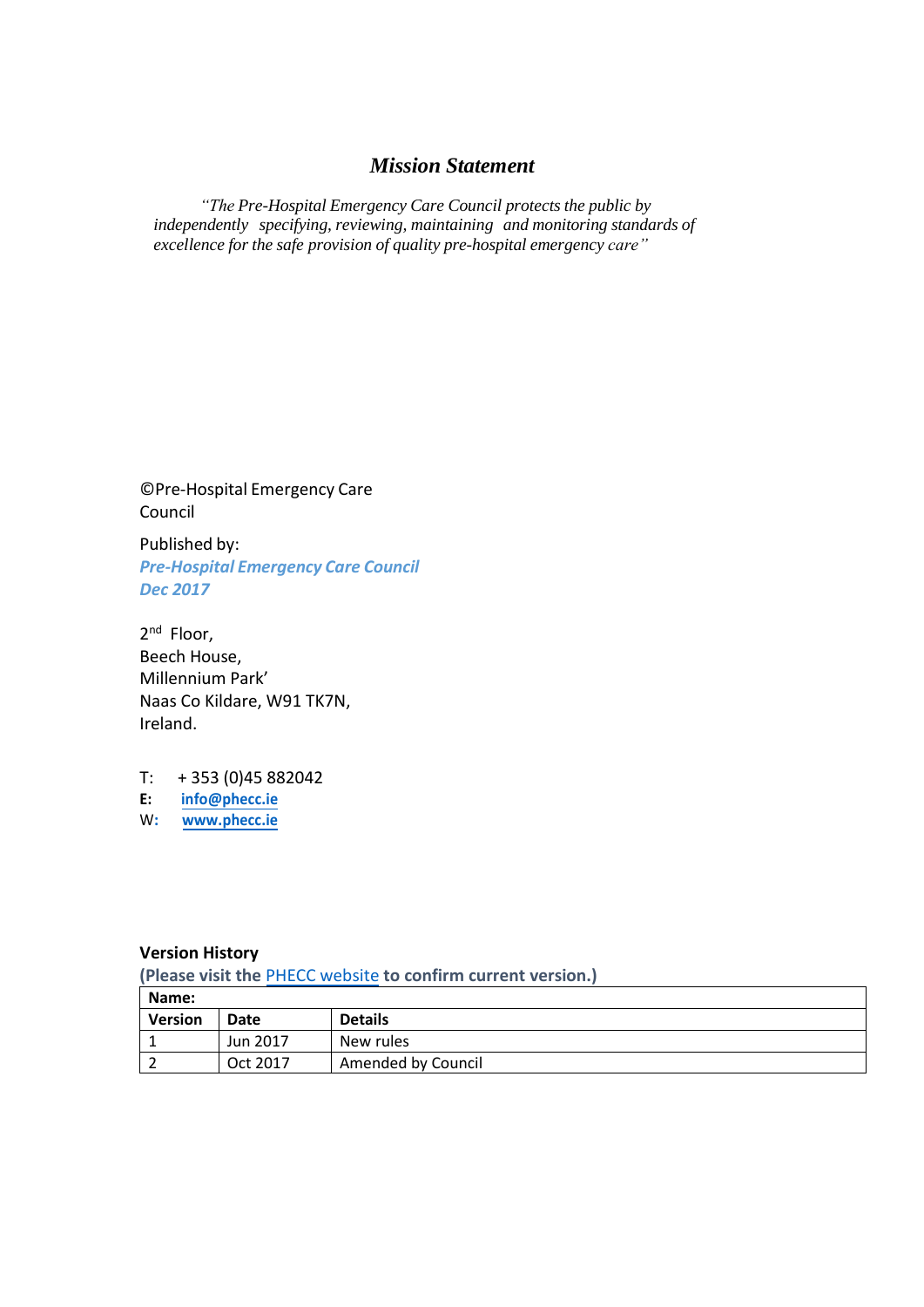## *Mission Statement*

*"The Pre-Hospital Emergency Care Council protects the public by independently specifying, reviewing, maintaining and monitoring standards of excellence for the safe provision of quality pre-hospital emergency care"*

©Pre-Hospital Emergency Care Council

Published by:
***Pre-Hospital Emergency Care Council***
***Dec 2017***

2nd Floor,
Beech House,
Millennium Park'
Naas Co Kildare, W91 TK7N,
Ireland.

T: + 353 (0)45 882042
**E:** **info@phecc.ie**
W: **www.phecc.ie**

**Version History**

**(Please visit the PHECC website to confirm current version.)**

| **Name:** | | |
|---|---|---|
| **Version** | **Date** | **Details** |
| 1 | Jun 2017 | New rules |
| 2 | Oct 2017 | Amended by Council |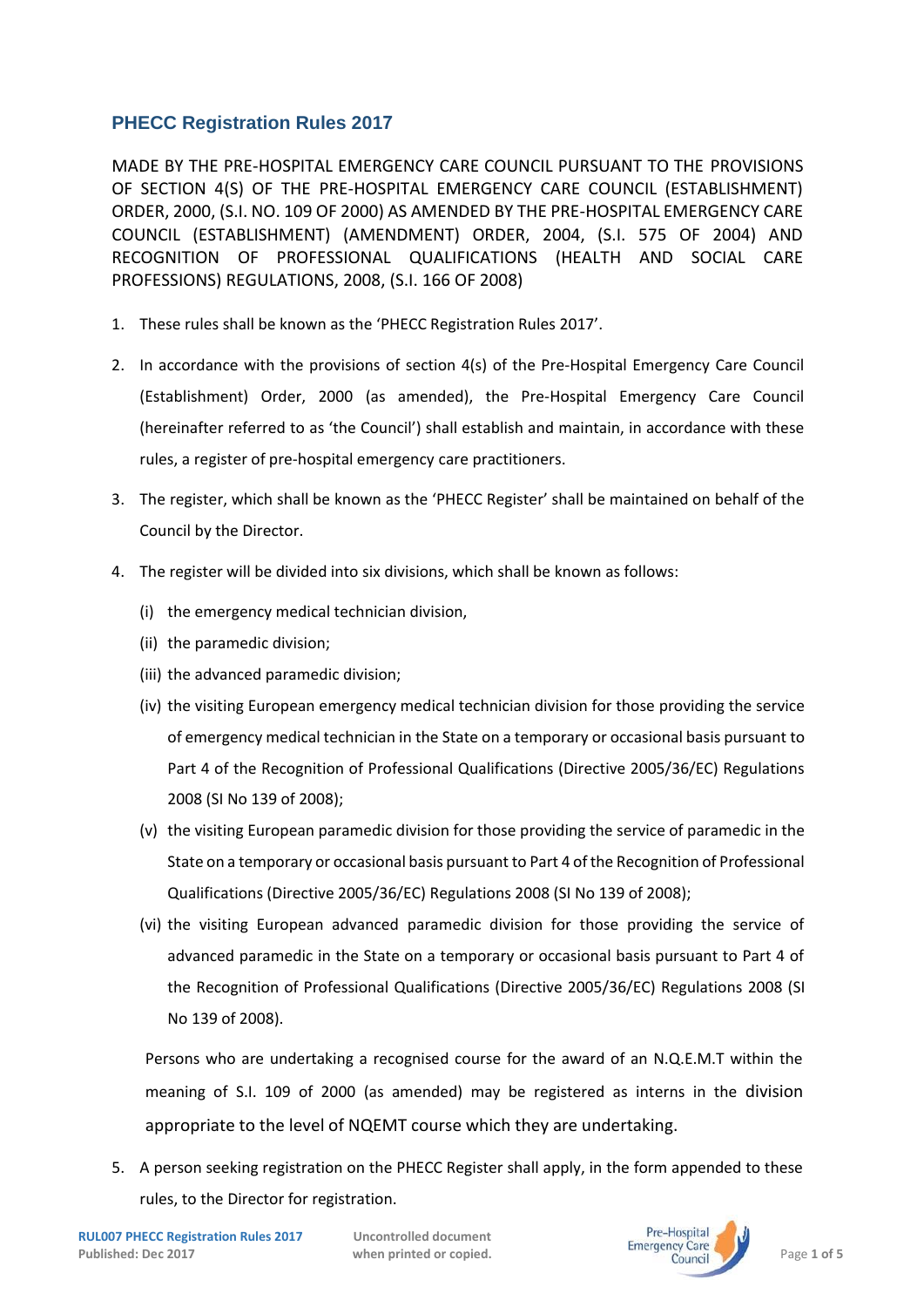## PHECC Registration Rules 2017

MADE BY THE PRE-HOSPITAL EMERGENCY CARE COUNCIL PURSUANT TO THE PROVISIONS OF SECTION 4(S) OF THE PRE-HOSPITAL EMERGENCY CARE COUNCIL (ESTABLISHMENT) ORDER, 2000, (S.I. NO. 109 OF 2000) AS AMENDED BY THE PRE-HOSPITAL EMERGENCY CARE COUNCIL (ESTABLISHMENT) (AMENDMENT) ORDER, 2004, (S.I. 575 OF 2004) AND RECOGNITION OF PROFESSIONAL QUALIFICATIONS (HEALTH AND SOCIAL CARE PROFESSIONS) REGULATIONS, 2008, (S.I. 166 OF 2008)

1. These rules shall be known as the 'PHECC Registration Rules 2017'.
2. In accordance with the provisions of section 4(s) of the Pre-Hospital Emergency Care Council (Establishment) Order, 2000 (as amended), the Pre-Hospital Emergency Care Council (hereinafter referred to as 'the Council') shall establish and maintain, in accordance with these rules, a register of pre-hospital emergency care practitioners.
3. The register, which shall be known as the 'PHECC Register' shall be maintained on behalf of the Council by the Director.
4. The register will be divided into six divisions, which shall be known as follows:
   (i) the emergency medical technician division,
   (ii) the paramedic division;
   (iii) the advanced paramedic division;
   (iv) the visiting European emergency medical technician division for those providing the service of emergency medical technician in the State on a temporary or occasional basis pursuant to Part 4 of the Recognition of Professional Qualifications (Directive 2005/36/EC) Regulations 2008 (SI No 139 of 2008);
   (v) the visiting European paramedic division for those providing the service of paramedic in the State on a temporary or occasional basis pursuant to Part 4 of the Recognition of Professional Qualifications (Directive 2005/36/EC) Regulations 2008 (SI No 139 of 2008);
   (vi) the visiting European advanced paramedic division for those providing the service of advanced paramedic in the State on a temporary or occasional basis pursuant to Part 4 of the Recognition of Professional Qualifications (Directive 2005/36/EC) Regulations 2008 (SI No 139 of 2008).

   Persons who are undertaking a recognised course for the award of an N.Q.E.M.T within the meaning of S.I. 109 of 2000 (as amended) may be registered as interns in the division appropriate to the level of NQEMT course which they are undertaking.
5. A person seeking registration on the PHECC Register shall apply, in the form appended to these rules, to the Director for registration.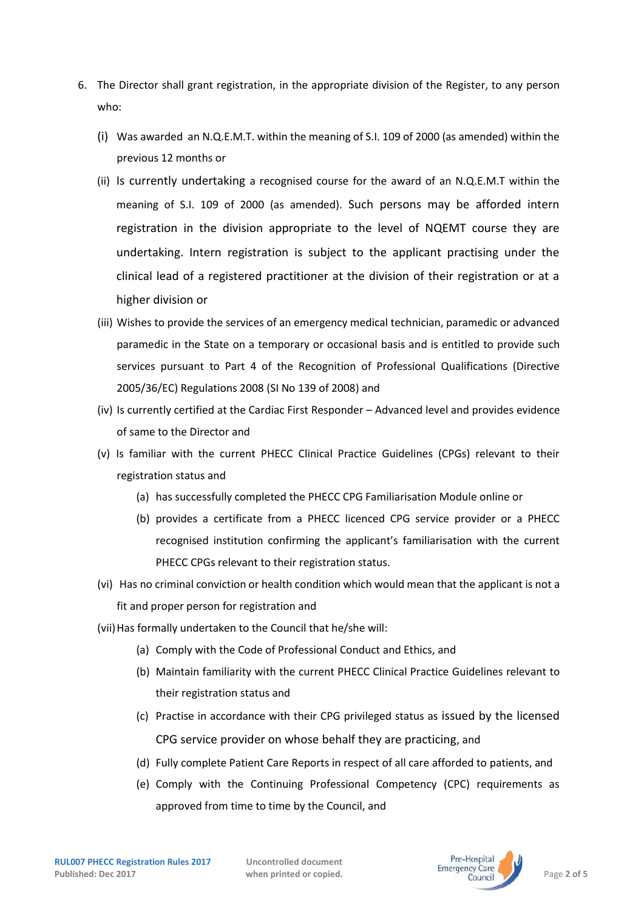6. The Director shall grant registration, in the appropriate division of the Register, to any person who:

   (i) Was awarded an N.Q.E.M.T. within the meaning of S.I. 109 of 2000 (as amended) within the previous 12 months or

   (ii) Is currently undertaking a recognised course for the award of an N.Q.E.M.T within the meaning of S.I. 109 of 2000 (as amended). Such persons may be afforded intern registration in the division appropriate to the level of NQEMT course they are undertaking. Intern registration is subject to the applicant practising under the clinical lead of a registered practitioner at the division of their registration or at a higher division or

   (iii) Wishes to provide the services of an emergency medical technician, paramedic or advanced paramedic in the State on a temporary or occasional basis and is entitled to provide such services pursuant to Part 4 of the Recognition of Professional Qualifications (Directive 2005/36/EC) Regulations 2008 (SI No 139 of 2008) and

   (iv) Is currently certified at the Cardiac First Responder – Advanced level and provides evidence of same to the Director and

   (v) Is familiar with the current PHECC Clinical Practice Guidelines (CPGs) relevant to their registration status and

      (a) has successfully completed the PHECC CPG Familiarisation Module online or

      (b) provides a certificate from a PHECC licenced CPG service provider or a PHECC recognised institution confirming the applicant's familiarisation with the current PHECC CPGs relevant to their registration status.

   (vi) Has no criminal conviction or health condition which would mean that the applicant is not a fit and proper person for registration and

   (vii) Has formally undertaken to the Council that he/she will:

      (a) Comply with the Code of Professional Conduct and Ethics, and

      (b) Maintain familiarity with the current PHECC Clinical Practice Guidelines relevant to their registration status and

      (c) Practise in accordance with their CPG privileged status as issued by the licensed CPG service provider on whose behalf they are practicing, and

      (d) Fully complete Patient Care Reports in respect of all care afforded to patients, and

      (e) Comply with the Continuing Professional Competency (CPC) requirements as approved from time to time by the Council, and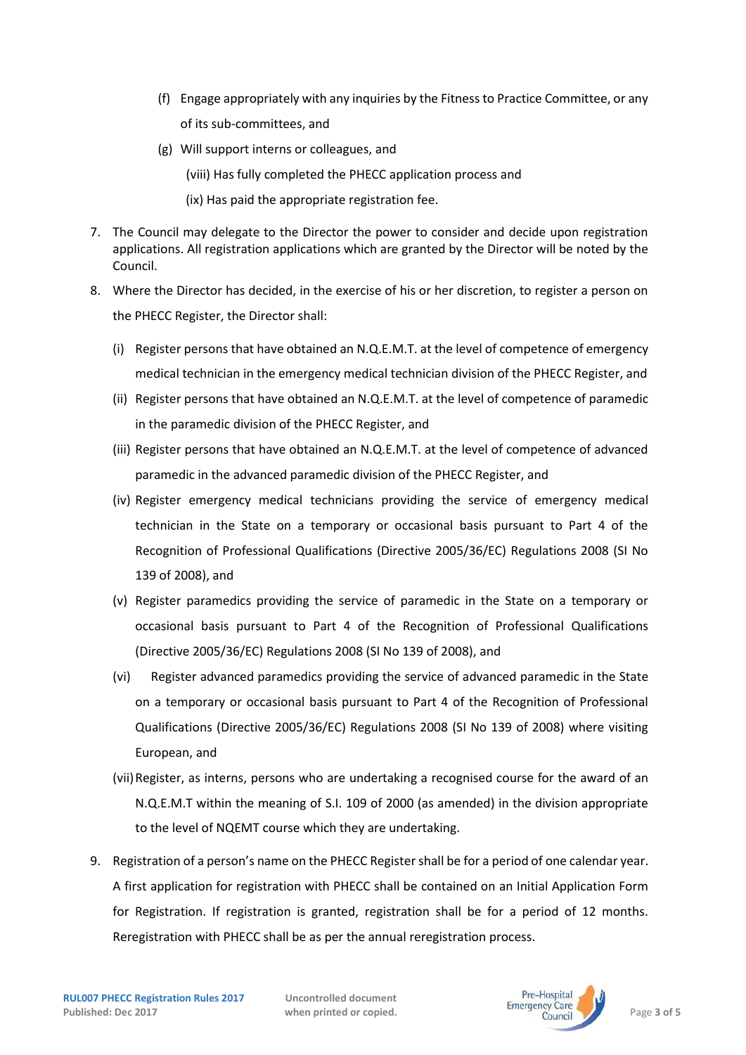(f) Engage appropriately with any inquiries by the Fitness to Practice Committee, or any of its sub-committees, and

(g) Will support interns or colleagues, and

(viii) Has fully completed the PHECC application process and

(ix) Has paid the appropriate registration fee.

7. The Council may delegate to the Director the power to consider and decide upon registration applications. All registration applications which are granted by the Director will be noted by the Council.

8. Where the Director has decided, in the exercise of his or her discretion, to register a person on the PHECC Register, the Director shall:

   (i) Register persons that have obtained an N.Q.E.M.T. at the level of competence of emergency medical technician in the emergency medical technician division of the PHECC Register, and

   (ii) Register persons that have obtained an N.Q.E.M.T. at the level of competence of paramedic in the paramedic division of the PHECC Register, and

   (iii) Register persons that have obtained an N.Q.E.M.T. at the level of competence of advanced paramedic in the advanced paramedic division of the PHECC Register, and

   (iv) Register emergency medical technicians providing the service of emergency medical technician in the State on a temporary or occasional basis pursuant to Part 4 of the Recognition of Professional Qualifications (Directive 2005/36/EC) Regulations 2008 (SI No 139 of 2008), and

   (v) Register paramedics providing the service of paramedic in the State on a temporary or occasional basis pursuant to Part 4 of the Recognition of Professional Qualifications (Directive 2005/36/EC) Regulations 2008 (SI No 139 of 2008), and

   (vi) Register advanced paramedics providing the service of advanced paramedic in the State on a temporary or occasional basis pursuant to Part 4 of the Recognition of Professional Qualifications (Directive 2005/36/EC) Regulations 2008 (SI No 139 of 2008) where visiting European, and

   (vii) Register, as interns, persons who are undertaking a recognised course for the award of an N.Q.E.M.T within the meaning of S.I. 109 of 2000 (as amended) in the division appropriate to the level of NQEMT course which they are undertaking.

9. Registration of a person's name on the PHECC Register shall be for a period of one calendar year. A first application for registration with PHECC shall be contained on an Initial Application Form for Registration. If registration is granted, registration shall be for a period of 12 months. Reregistration with PHECC shall be as per the annual reregistration process.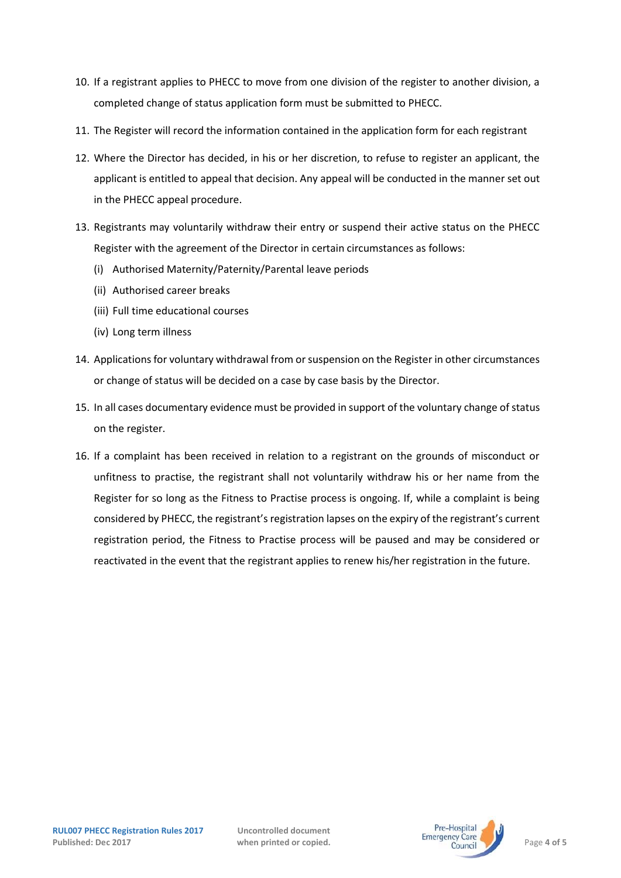10. If a registrant applies to PHECC to move from one division of the register to another division, a completed change of status application form must be submitted to PHECC.
11. The Register will record the information contained in the application form for each registrant
12. Where the Director has decided, in his or her discretion, to refuse to register an applicant, the applicant is entitled to appeal that decision. Any appeal will be conducted in the manner set out in the PHECC appeal procedure.
13. Registrants may voluntarily withdraw their entry or suspend their active status on the PHECC Register with the agreement of the Director in certain circumstances as follows:
    - (i) Authorised Maternity/Paternity/Parental leave periods
    - (ii) Authorised career breaks
    - (iii) Full time educational courses
    - (iv) Long term illness
14. Applications for voluntary withdrawal from or suspension on the Register in other circumstances or change of status will be decided on a case by case basis by the Director.
15. In all cases documentary evidence must be provided in support of the voluntary change of status on the register.
16. If a complaint has been received in relation to a registrant on the grounds of misconduct or unfitness to practise, the registrant shall not voluntarily withdraw his or her name from the Register for so long as the Fitness to Practise process is ongoing. If, while a complaint is being considered by PHECC, the registrant's registration lapses on the expiry of the registrant's current registration period, the Fitness to Practise process will be paused and may be considered or reactivated in the event that the registrant applies to renew his/her registration in the future.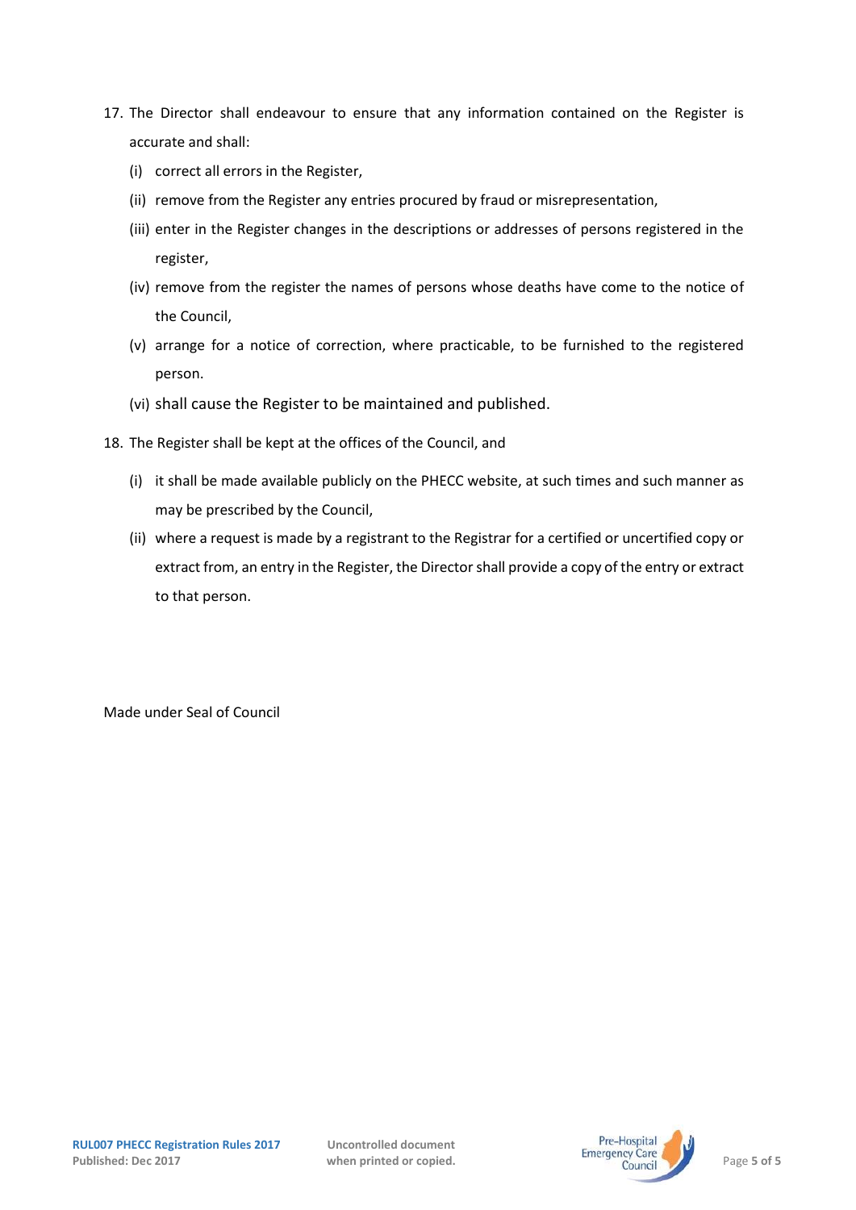17. The Director shall endeavour to ensure that any information contained on the Register is accurate and shall:
    (i) correct all errors in the Register,
    (ii) remove from the Register any entries procured by fraud or misrepresentation,
    (iii) enter in the Register changes in the descriptions or addresses of persons registered in the register,
    (iv) remove from the register the names of persons whose deaths have come to the notice of the Council,
    (v) arrange for a notice of correction, where practicable, to be furnished to the registered person.
    (vi) shall cause the Register to be maintained and published.

18. The Register shall be kept at the offices of the Council, and
    (i) it shall be made available publicly on the PHECC website, at such times and such manner as may be prescribed by the Council,
    (ii) where a request is made by a registrant to the Registrar for a certified or uncertified copy or extract from, an entry in the Register, the Director shall provide a copy of the entry or extract to that person.

Made under Seal of Council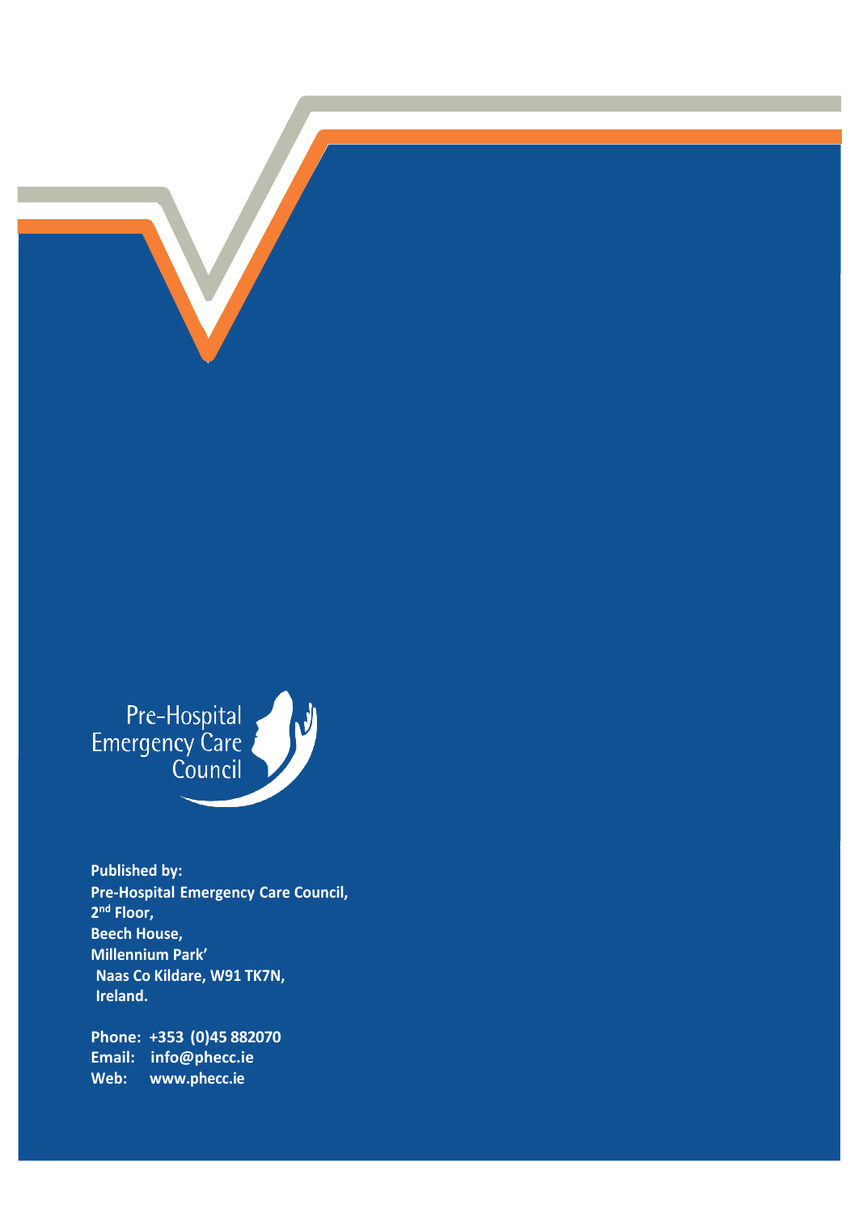Pre-Hospital
Emergency Care
Council

**Published by:**
**Pre-Hospital Emergency Care Council,**
**2nd Floor,**
**Beech House,**
**Millennium Park'**
**Naas Co Kildare, W91 TK7N,**
**Ireland.**

**Phone: +353 (0)45 882070**
**Email: info@phecc.ie**
**Web: www.phecc.ie**